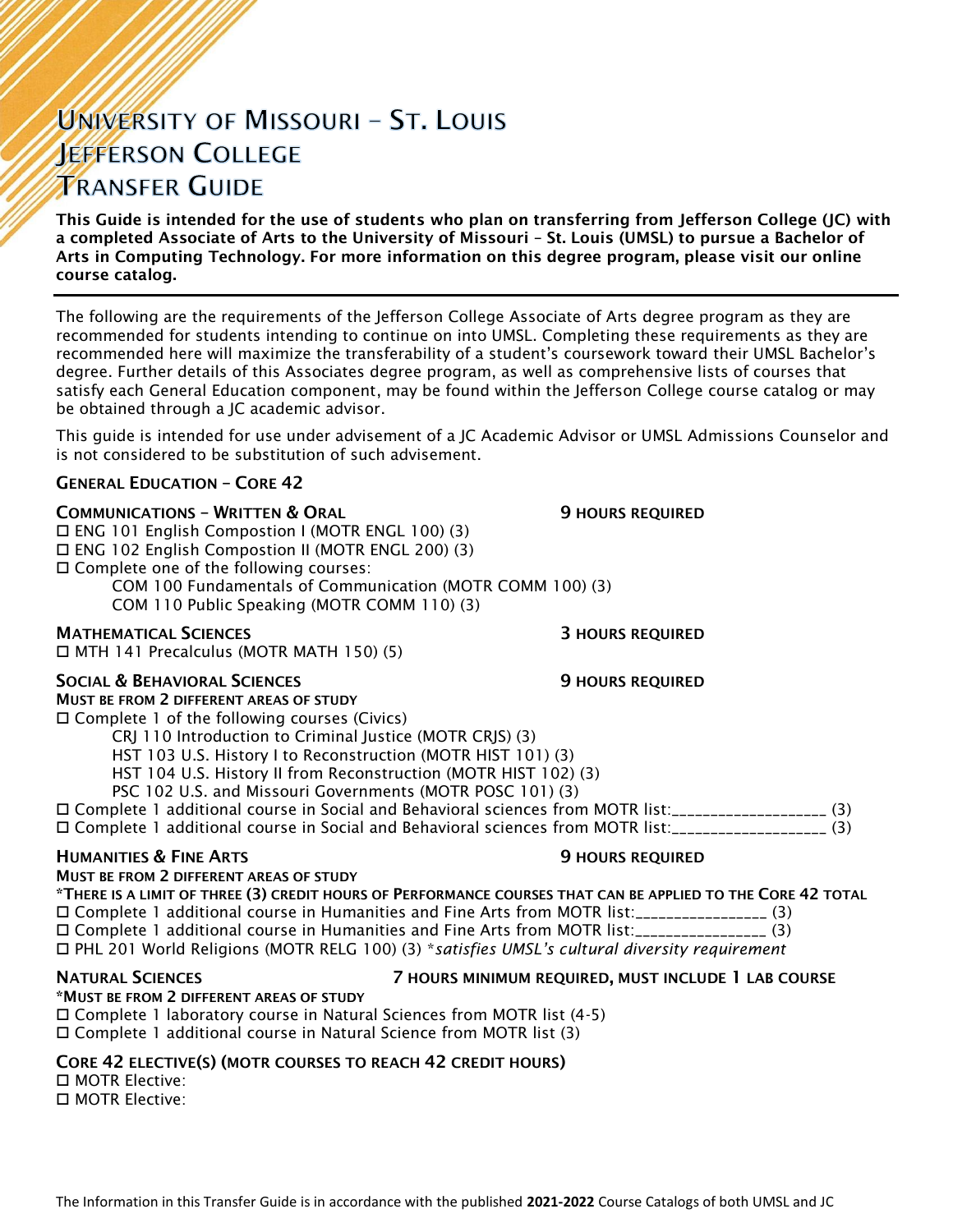# University of Missouri – St. Louis
# Jefferson College
# Transfer Guide

**This Guide is intended for the use of students who plan on transferring from Jefferson College (JC) with a completed Associate of Arts to the University of Missouri – St. Louis (UMSL) to pursue a Bachelor of Arts in Computing Technology. For more information on this degree program, please visit our online course catalog.**

---

The following are the requirements of the Jefferson College Associate of Arts degree program as they are recommended for students intending to continue on into UMSL. Completing these requirements as they are recommended here will maximize the transferability of a student's coursework toward their UMSL Bachelor's degree. Further details of this Associates degree program, as well as comprehensive lists of courses that satisfy each General Education component, may be found within the Jefferson College course catalog or may be obtained through a JC academic advisor.

This guide is intended for use under advisement of a JC Academic Advisor or UMSL Admissions Counselor and is not considered to be substitution of such advisement.

## General Education – Core 42

### Communications – Written & Oral — 9 Hours Required

- ☐ ENG 101 English Compostion I (MOTR ENGL 100) (3)
- ☐ ENG 102 English Compostion II (MOTR ENGL 200) (3)
- ☐ Complete one of the following courses:
  - COM 100 Fundamentals of Communication (MOTR COMM 100) (3)
  - COM 110 Public Speaking (MOTR COMM 110) (3)

### Mathematical Sciences — 3 Hours Required

- ☐ MTH 141 Precalculus (MOTR MATH 150) (5)

### Social & Behavioral Sciences — 9 Hours Required

**Must be from 2 different areas of study**

- ☐ Complete 1 of the following courses (Civics)
  - CRJ 110 Introduction to Criminal Justice (MOTR CRJS) (3)
  - HST 103 U.S. History I to Reconstruction (MOTR HIST 101) (3)
  - HST 104 U.S. History II from Reconstruction (MOTR HIST 102) (3)
  - PSC 102 U.S. and Missouri Governments (MOTR POSC 101) (3)
- ☐ Complete 1 additional course in Social and Behavioral sciences from MOTR list:____________________ (3)
- ☐ Complete 1 additional course in Social and Behavioral sciences from MOTR list:____________________ (3)

### Humanities & Fine Arts — 9 Hours Required

**Must be from 2 different areas of study**

**\*There is a limit of three (3) credit hours of Performance courses that can be applied to the Core 42 total**

- ☐ Complete 1 additional course in Humanities and Fine Arts from MOTR list:_________________ (3)
- ☐ Complete 1 additional course in Humanities and Fine Arts from MOTR list:_________________ (3)
- ☐ PHL 201 World Religions (MOTR RELG 100) (3) *\*satisfies UMSL's cultural diversity requirement*

### Natural Sciences — 7 Hours Minimum Required, Must Include 1 Lab Course

**\*Must be from 2 different areas of study**

- ☐ Complete 1 laboratory course in Natural Sciences from MOTR list (4-5)
- ☐ Complete 1 additional course in Natural Science from MOTR list (3)

### Core 42 Elective(s) (MOTR Courses to reach 42 credit hours)

- ☐ MOTR Elective:
- ☐ MOTR Elective:

The Information in this Transfer Guide is in accordance with the published **2021-2022** Course Catalogs of both UMSL and JC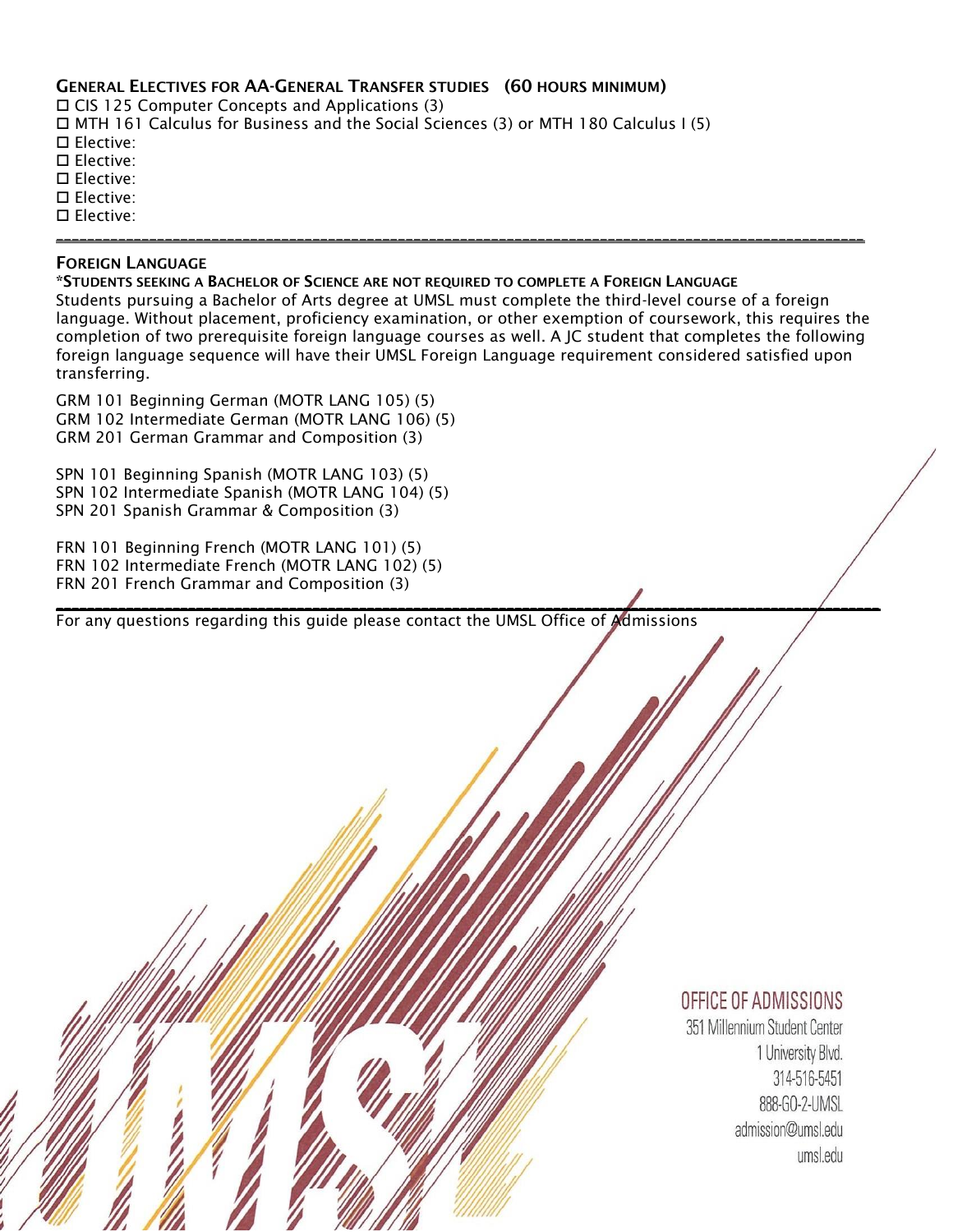### General Electives for AA-General Transfer studies (60 hours minimum)

- ☐ CIS 125 Computer Concepts and Applications (3)
- ☐ MTH 161 Calculus for Business and the Social Sciences (3) or MTH 180 Calculus I (5)
- ☐ Elective:
- ☐ Elective:
- ☐ Elective:
- ☐ Elective:
- ☐ Elective:

---

### Foreign Language

**\*Students seeking a Bachelor of Science are not required to complete a Foreign Language**

Students pursuing a Bachelor of Arts degree at UMSL must complete the third-level course of a foreign language. Without placement, proficiency examination, or other exemption of coursework, this requires the completion of two prerequisite foreign language courses as well. A JC student that completes the following foreign language sequence will have their UMSL Foreign Language requirement considered satisfied upon transferring.

GRM 101 Beginning German (MOTR LANG 105) (5)
GRM 102 Intermediate German (MOTR LANG 106) (5)
GRM 201 German Grammar and Composition (3)

SPN 101 Beginning Spanish (MOTR LANG 103) (5)
SPN 102 Intermediate Spanish (MOTR LANG 104) (5)
SPN 201 Spanish Grammar & Composition (3)

FRN 101 Beginning French (MOTR LANG 101) (5)
FRN 102 Intermediate French (MOTR LANG 102) (5)
FRN 201 French Grammar and Composition (3)

---

For any questions regarding this guide please contact the UMSL Office of Admissions

**OFFICE OF ADMISSIONS**
351 Millennium Student Center
1 University Blvd.
314-516-5451
888-GO-2-UMSL
admission@umsl.edu
umsl.edu